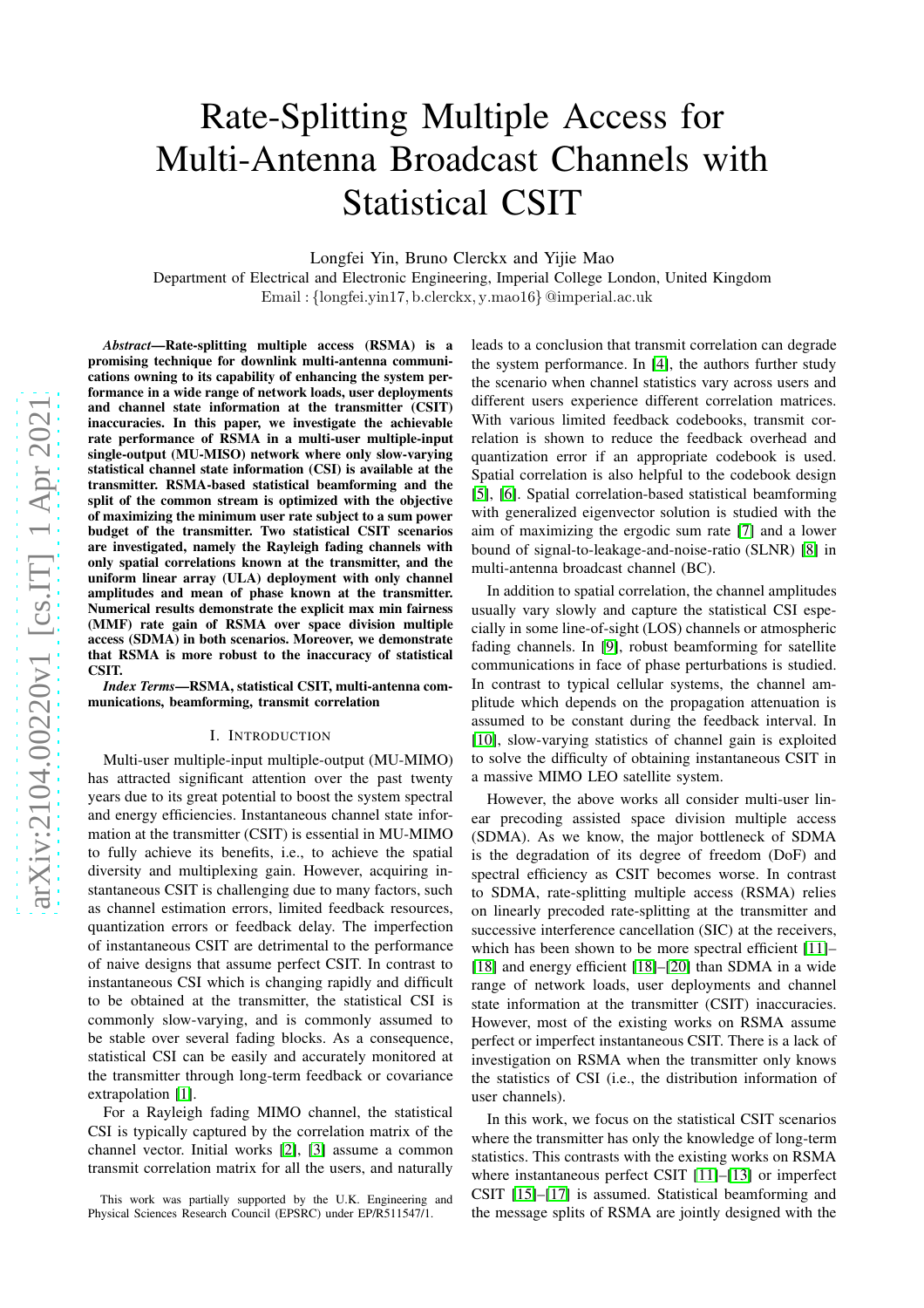# Rate-Splitting Multiple Access for Multi-Antenna Broadcast Channels with Statistical CSIT

Longfei Yin, Bruno Clerckx and Yijie Mao

Department of Electrical and Electronic Engineering, Imperial College London, United Kingdom

Email : {longfei.yin17, b.clerckx, y.mao16} @imperial.ac.uk

***Abstract*—Rate-splitting multiple access (RSMA) is a promising technique for downlink multi-antenna communications owning to its capability of enhancing the system performance in a wide range of network loads, user deployments and channel state information at the transmitter (CSIT) inaccuracies. In this paper, we investigate the achievable rate performance of RSMA in a multi-user multiple-input single-output (MU-MISO) network where only slow-varying statistical channel state information (CSI) is available at the transmitter. RSMA-based statistical beamforming and the split of the common stream is optimized with the objective of maximizing the minimum user rate subject to a sum power budget of the transmitter. Two statistical CSIT scenarios are investigated, namely the Rayleigh fading channels with only spatial correlations known at the transmitter, and the uniform linear array (ULA) deployment with only channel amplitudes and mean of phase known at the transmitter. Numerical results demonstrate the explicit max min fairness (MMF) rate gain of RSMA over space division multiple access (SDMA) in both scenarios. Moreover, we demonstrate that RSMA is more robust to the inaccuracy of statistical CSIT.**

***Index Terms*—RSMA, statistical CSIT, multi-antenna communications, beamforming, transmit correlation**

## I. Introduction

Multi-user multiple-input multiple-output (MU-MIMO) has attracted significant attention over the past twenty years due to its great potential to boost the system spectral and energy efficiencies. Instantaneous channel state information at the transmitter (CSIT) is essential in MU-MIMO to fully achieve its benefits, i.e., to achieve the spatial diversity and multiplexing gain. However, acquiring instantaneous CSIT is challenging due to many factors, such as channel estimation errors, limited feedback resources, quantization errors or feedback delay. The imperfection of instantaneous CSIT are detrimental to the performance of naive designs that assume perfect CSIT. In contrast to instantaneous CSI which is changing rapidly and difficult to be obtained at the transmitter, the statistical CSI is commonly slow-varying, and is commonly assumed to be stable over several fading blocks. As a consequence, statistical CSI can be easily and accurately monitored at the transmitter through long-term feedback or covariance extrapolation [1].

For a Rayleigh fading MIMO channel, the statistical CSI is typically captured by the correlation matrix of the channel vector. Initial works [2], [3] assume a common transmit correlation matrix for all the users, and naturally leads to a conclusion that transmit correlation can degrade the system performance. In [4], the authors further study the scenario when channel statistics vary across users and different users experience different correlation matrices. With various limited feedback codebooks, transmit correlation is shown to reduce the feedback overhead and quantization error if an appropriate codebook is used. Spatial correlation is also helpful to the codebook design [5], [6]. Spatial correlation-based statistical beamforming with generalized eigenvector solution is studied with the aim of maximizing the ergodic sum rate [7] and a lower bound of signal-to-leakage-and-noise-ratio (SLNR) [8] in multi-antenna broadcast channel (BC).

In addition to spatial correlation, the channel amplitudes usually vary slowly and capture the statistical CSI especially in some line-of-sight (LOS) channels or atmospheric fading channels. In [9], robust beamforming for satellite communications in face of phase perturbations is studied. In contrast to typical cellular systems, the channel amplitude which depends on the propagation attenuation is assumed to be constant during the feedback interval. In [10], slow-varying statistics of channel gain is exploited to solve the difficulty of obtaining instantaneous CSIT in a massive MIMO LEO satellite system.

However, the above works all consider multi-user linear precoding assisted space division multiple access (SDMA). As we know, the major bottleneck of SDMA is the degradation of its degree of freedom (DoF) and spectral efficiency as CSIT becomes worse. In contrast to SDMA, rate-splitting multiple access (RSMA) relies on linearly precoded rate-splitting at the transmitter and successive interference cancellation (SIC) at the receivers, which has been shown to be more spectral efficient [11]–[18] and energy efficient [18]–[20] than SDMA in a wide range of network loads, user deployments and channel state information at the transmitter (CSIT) inaccuracies. However, most of the existing works on RSMA assume perfect or imperfect instantaneous CSIT. There is a lack of investigation on RSMA when the transmitter only knows the statistics of CSI (i.e., the distribution information of user channels).

In this work, we focus on the statistical CSIT scenarios where the transmitter has only the knowledge of long-term statistics. This contrasts with the existing works on RSMA where instantaneous perfect CSIT [11]–[13] or imperfect CSIT [15]–[17] is assumed. Statistical beamforming and the message splits of RSMA are jointly designed with the

This work was partially supported by the U.K. Engineering and Physical Sciences Research Council (EPSRC) under EP/R511547/1.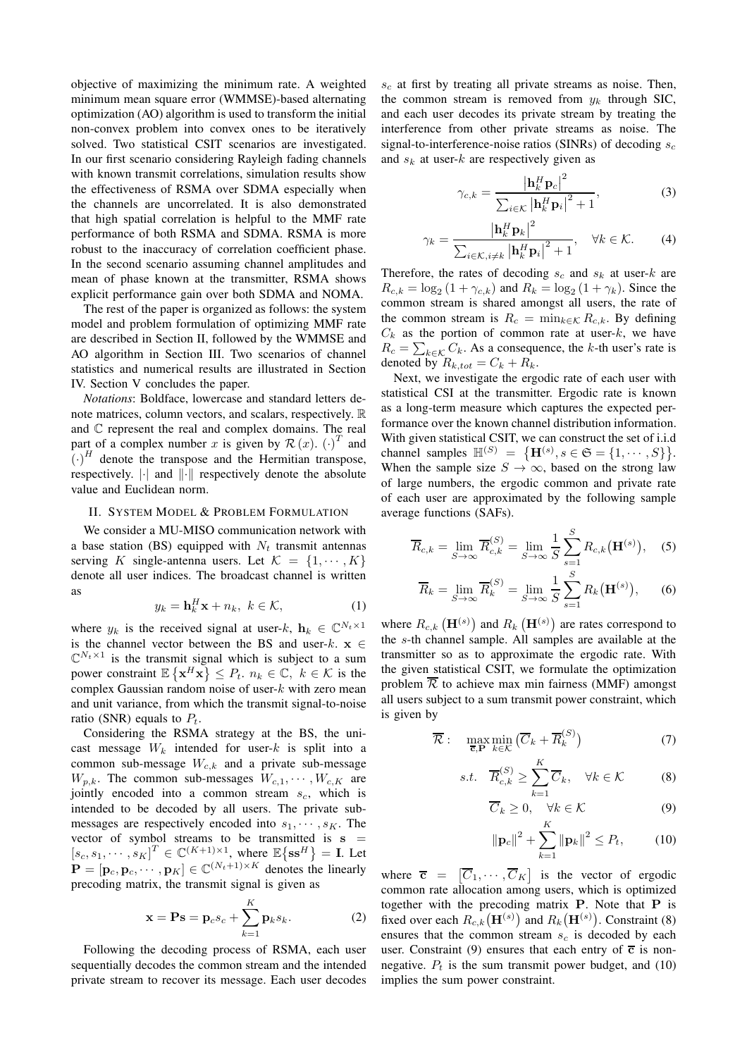objective of maximizing the minimum rate. A weighted minimum mean square error (WMMSE)-based alternating optimization (AO) algorithm is used to transform the initial non-convex problem into convex ones to be iteratively solved. Two statistical CSIT scenarios are investigated. In our first scenario considering Rayleigh fading channels with known transmit correlations, simulation results show the effectiveness of RSMA over SDMA especially when the channels are uncorrelated. It is also demonstrated that high spatial correlation is helpful to the MMF rate performance of both RSMA and SDMA. RSMA is more robust to the inaccuracy of correlation coefficient phase. In the second scenario assuming channel amplitudes and mean of phase known at the transmitter, RSMA shows explicit performance gain over both SDMA and NOMA.

The rest of the paper is organized as follows: the system model and problem formulation of optimizing MMF rate are described in Section II, followed by the WMMSE and AO algorithm in Section III. Two scenarios of channel statistics and numerical results are illustrated in Section IV. Section V concludes the paper.

*Notations*: Boldface, lowercase and standard letters denote matrices, column vectors, and scalars, respectively. $\mathbb{R}$ and $\mathbb{C}$ represent the real and complex domains. The real part of a complex number $x$ is given by $\mathcal{R}(x)$. $(\cdot)^T$ and $(\cdot)^H$ denote the transpose and the Hermitian transpose, respectively. $|\cdot|$ and $\|\cdot\|$ respectively denote the absolute value and Euclidean norm.

## II. System Model & Problem Formulation

We consider a MU-MISO communication network with a base station (BS) equipped with $N_t$ transmit antennas serving $K$ single-antenna users. Let $\mathcal{K} = \{1, \cdots, K\}$ denote all user indices. The broadcast channel is written as

$$y_k = \mathbf{h}_k^H \mathbf{x} + n_k, \ k \in \mathcal{K}, \tag{1}$$

where $y_k$ is the received signal at user-$k$, $\mathbf{h}_k \in \mathbb{C}^{N_t \times 1}$ is the channel vector between the BS and user-$k$. $\mathbf{x} \in \mathbb{C}^{N_t \times 1}$ is the transmit signal which is subject to a sum power constraint $\mathbb{E}\{\mathbf{x}^H \mathbf{x}\} \leq P_t$. $n_k \in \mathbb{C}, \ k \in \mathcal{K}$ is the complex Gaussian random noise of user-$k$ with zero mean and unit variance, from which the transmit signal-to-noise ratio (SNR) equals to $P_t$.

Considering the RSMA strategy at the BS, the unicast message $W_k$ intended for user-$k$ is split into a common sub-message $W_{c,k}$ and a private sub-message $W_{p,k}$. The common sub-messages $W_{c,1}, \cdots, W_{c,K}$ are jointly encoded into a common stream $s_c$, which is intended to be decoded by all users. The private sub-messages are respectively encoded into $s_1, \cdots, s_K$. The vector of symbol streams to be transmitted is $\mathbf{s} = [s_c, s_1, \cdots, s_K]^T \in \mathbb{C}^{(K+1) \times 1}$, where $\mathbb{E}\{\mathbf{s}\mathbf{s}^H\} = \mathbf{I}$. Let $\mathbf{P} = [\mathbf{p}_c, \mathbf{p}_c, \cdots, \mathbf{p}_K] \in \mathbb{C}^{(N_t+1) \times K}$ denotes the linearly precoding matrix, the transmit signal is given as

$$\mathbf{x} = \mathbf{P}\mathbf{s} = \mathbf{p}_c s_c + \sum_{k=1}^{K} \mathbf{p}_k s_k. \tag{2}$$

Following the decoding process of RSMA, each user sequentially decodes the common stream and the intended private stream to recover its message. Each user decodes $s_c$ at first by treating all private streams as noise. Then, the common stream is removed from $y_k$ through SIC, and each user decodes its private stream by treating the interference from other private streams as noise. The signal-to-interference-noise ratios (SINRs) of decoding $s_c$ and $s_k$ at user-$k$ are respectively given as

$$\gamma_{c,k} = \frac{\left|\mathbf{h}_k^H \mathbf{p}_c\right|^2}{\sum_{i \in \mathcal{K}} \left|\mathbf{h}_k^H \mathbf{p}_i\right|^2 + 1}, \tag{3}$$

$$\gamma_k = \frac{\left|\mathbf{h}_k^H \mathbf{p}_k\right|^2}{\sum_{i \in \mathcal{K}, i \neq k} \left|\mathbf{h}_k^H \mathbf{p}_i\right|^2 + 1}, \quad \forall k \in \mathcal{K}. \tag{4}$$

Therefore, the rates of decoding $s_c$ and $s_k$ at user-$k$ are $R_{c,k} = \log_2(1 + \gamma_{c,k})$ and $R_k = \log_2(1 + \gamma_k)$. Since the common stream is shared amongst all users, the rate of the common stream is $R_c = \min_{k \in \mathcal{K}} R_{c,k}$. By defining $C_k$ as the portion of common rate at user-$k$, we have $R_c = \sum_{k \in \mathcal{K}} C_k$. As a consequence, the $k$-th user's rate is denoted by $R_{k,tot} = C_k + R_k$.

Next, we investigate the ergodic rate of each user with statistical CSI at the transmitter. Ergodic rate is known as a long-term measure which captures the expected performance over the known channel distribution information. With given statistical CSIT, we can construct the set of i.i.d channel samples $\mathbb{H}^{(S)} = \{\mathbf{H}^{(s)}, s \in \mathfrak{S} = \{1, \cdots, S\}\}$. When the sample size $S \to \infty$, based on the strong law of large numbers, the ergodic common and private rate of each user are approximated by the following sample average functions (SAFs).

$$\overline{R}_{c,k} = \lim_{S \to \infty} \overline{R}_{c,k}^{(S)} = \lim_{S \to \infty} \frac{1}{S} \sum_{s=1}^{S} R_{c,k}\big(\mathbf{H}^{(s)}\big), \tag{5}$$

$$\overline{R}_k = \lim_{S \to \infty} \overline{R}_k^{(S)} = \lim_{S \to \infty} \frac{1}{S} \sum_{s=1}^{S} R_k\big(\mathbf{H}^{(s)}\big), \tag{6}$$

where $R_{c,k}\left(\mathbf{H}^{(s)}\right)$ and $R_k\left(\mathbf{H}^{(s)}\right)$ are rates correspond to the $s$-th channel sample. All samples are available at the transmitter so as to approximate the ergodic rate. With the given statistical CSIT, we formulate the optimization problem $\overline{\mathcal{R}}$ to achieve max min fairness (MMF) amongst all users subject to a sum transmit power constraint, which is given by

$$\overline{\mathcal{R}}: \quad \max_{\overline{\mathbf{c}}, \mathbf{P}} \min_{k \in \mathcal{K}} \left(\overline{C}_k + \overline{R}_k^{(S)}\right) \tag{7}$$

$$s.t. \quad \overline{R}_{c,k}^{(S)} \geq \sum_{k=1}^{K} \overline{C}_k, \quad \forall k \in \mathcal{K} \tag{8}$$

$$\overline{C}_k \geq 0, \quad \forall k \in \mathcal{K} \tag{9}$$

$$\|\mathbf{p}_c\|^2 + \sum_{k=1}^{K} \|\mathbf{p}_k\|^2 \leq P_t, \tag{10}$$

where $\overline{\mathbf{c}} = \left[\overline{C}_1, \cdots, \overline{C}_K\right]$ is the vector of ergodic common rate allocation among users, which is optimized together with the precoding matrix $\mathbf{P}$. Note that $\mathbf{P}$ is fixed over each $R_{c,k}\big(\mathbf{H}^{(s)}\big)$ and $R_k\big(\mathbf{H}^{(s)}\big)$. Constraint (8) ensures that the common stream $s_c$ is decoded by each user. Constraint (9) ensures that each entry of $\overline{\mathbf{c}}$ is non-negative. $P_t$ is the sum transmit power budget, and (10) implies the sum power constraint.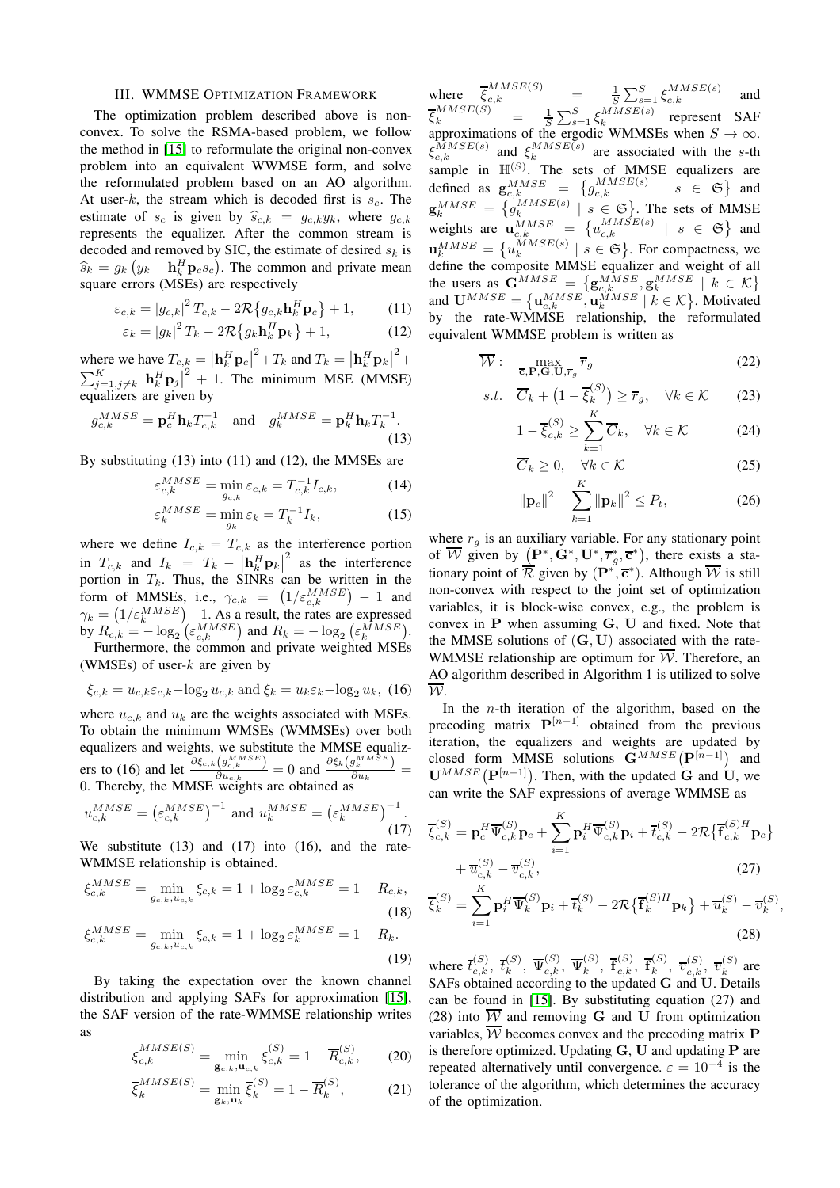## III. WMMSE Optimization Framework

The optimization problem described above is non-convex. To solve the RSMA-based problem, we follow the method in [15] to reformulate the original non-convex problem into an equivalent WWMSE form, and solve the reformulated problem based on an AO algorithm. At user-$k$, the stream which is decoded first is $s_c$. The estimate of $s_c$ is given by $\widehat{s}_{c,k} = g_{c,k}y_k$, where $g_{c,k}$ represents the equalizer. After the common stream is decoded and removed by SIC, the estimate of desired $s_k$ is $\widehat{s}_k = g_k\left(y_k - \mathbf{h}_k^H\mathbf{p}_c s_c\right)$. The common and private mean square errors (MSEs) are respectively

$$\varepsilon_{c,k} = |g_{c,k}|^2 T_{c,k} - 2\mathcal{R}\{g_{c,k}\mathbf{h}_k^H\mathbf{p}_c\} + 1, \tag{11}$$

$$\varepsilon_k = |g_k|^2 T_k - 2\mathcal{R}\{g_k\mathbf{h}_k^H\mathbf{p}_k\} + 1, \tag{12}$$

where we have $T_{c,k} = \left|\mathbf{h}_k^H\mathbf{p}_c\right|^2 + T_k$ and $T_k = \left|\mathbf{h}_k^H\mathbf{p}_k\right|^2 + \sum_{j=1,j\neq k}^K\left|\mathbf{h}_k^H\mathbf{p}_j\right|^2 + 1$. The minimum MSE (MMSE) equalizers are given by

$$g_{c,k}^{MMSE} = \mathbf{p}_c^H\mathbf{h}_k T_{c,k}^{-1} \quad \text{and} \quad g_k^{MMSE} = \mathbf{p}_k^H\mathbf{h}_k T_{k}^{-1}. \tag{13}$$

By substituting (13) into (11) and (12), the MMSEs are

$$\varepsilon_{c,k}^{MMSE} = \min_{g_{c,k}}\varepsilon_{c,k} = T_{c,k}^{-1}I_{c,k}, \tag{14}$$

$$\varepsilon_{k}^{MMSE} = \min_{g_{k}}\varepsilon_{k} = T_{k}^{-1}I_{k}, \tag{15}$$

where we define $I_{c,k} = T_{c,k}$ as the interference portion in $T_{c,k}$ and $I_k = T_k - \left|\mathbf{h}_k^H\mathbf{p}_k\right|^2$ as the interference portion in $T_k$. Thus, the SINRs can be written in the form of MMSEs, i.e., $\gamma_{c,k} = \left(1/\varepsilon_{c,k}^{MMSE}\right) - 1$ and $\gamma_k = \left(1/\varepsilon_k^{MMSE}\right) - 1$. As a result, the rates are expressed by $R_{c,k} = -\log_2\left(\varepsilon_{c,k}^{MMSE}\right)$ and $R_k = -\log_2\left(\varepsilon_k^{MMSE}\right)$.

Furthermore, the common and private weighted MSEs (WMSEs) of user-$k$ are given by

$$\xi_{c,k} = u_{c,k}\varepsilon_{c,k} - \log_2 u_{c,k} \text{ and } \xi_k = u_k\varepsilon_k - \log_2 u_k, \tag{16}$$

where $u_{c,k}$ and $u_k$ are the weights associated with MSEs. To obtain the minimum WMSEs (WMMSEs) over both equalizers and weights, we substitute the MMSE equalizers to (16) and let $\frac{\partial\xi_{c,k}\left(g_{c,k}^{MMSE}\right)}{\partial u_{c,k}} = 0$ and $\frac{\partial\xi_{k}\left(g_{k}^{MMSE}\right)}{\partial u_{k}} = 0$. Thereby, the MMSE weights are obtained as

$$u_{c,k}^{MMSE} = \left(\varepsilon_{c,k}^{MMSE}\right)^{-1} \text{ and } u_{k}^{MMSE} = \left(\varepsilon_{k}^{MMSE}\right)^{-1}. \tag{17}$$

We substitute (13) and (17) into (16), and the rate-WMMSE relationship is obtained.

$$\xi_{c,k}^{MMSE} = \min_{g_{c,k},u_{c,k}}\xi_{c,k} = 1 + \log_2\varepsilon_{c,k}^{MMSE} = 1 - R_{c,k}, \tag{18}$$

$$\xi_{c,k}^{MMSE} = \min_{g_{c,k},u_{c,k}}\xi_{c,k} = 1 + \log_2\varepsilon_{c,k}^{MMSE} = 1 - R_{k}. \tag{19}$$

By taking the expectation over the known channel distribution and applying SAFs for approximation [15], the SAF version of the rate-WMMSE relationship writes as

$$\overline{\xi}_{c,k}^{MMSE(S)} = \min_{\mathbf{g}_{c,k},\mathbf{u}_{c,k}}\overline{\xi}_{c,k}^{(S)} = 1 - \overline{R}_{c,k}^{(S)}, \tag{20}$$

$$\overline{\xi}_{k}^{MMSE(S)} = \min_{\mathbf{g}_{k},\mathbf{u}_{k}}\overline{\xi}_{k}^{(S)} = 1 - \overline{R}_{k}^{(S)}, \tag{21}$$

where $\overline{\xi}_{c,k}^{MMSE(S)} = \frac{1}{S}\sum_{s=1}^S\xi_{c,k}^{MMSE(s)}$ and $\overline{\xi}_{k}^{MMSE(S)} = \frac{1}{S}\sum_{s=1}^S\xi_{k}^{MMSE(s)}$ represent SAF approximations of the ergodic WMMSEs when $S\rightarrow\infty$. $\xi_{c,k}^{MMSE(s)}$ and $\xi_{k}^{MMSE(s)}$ are associated with the $s$-th sample in $\mathbb{H}^{(S)}$. The sets of MMSE equalizers are defined as $\mathbf{g}_{c,k}^{MMSE} = \left\{g_{c,k}^{MMSE(s)} \mid s\in\mathfrak{S}\right\}$ and $\mathbf{g}_{k}^{MMSE} = \left\{g_{k}^{MMSE(s)} \mid s\in\mathfrak{S}\right\}$. The sets of MMSE weights are $\mathbf{u}_{c,k}^{MMSE} = \left\{u_{c,k}^{MMSE(s)} \mid s\in\mathfrak{S}\right\}$ and $\mathbf{u}_{k}^{MMSE} = \left\{u_{k}^{MMSE(s)} \mid s\in\mathfrak{S}\right\}$. For compactness, we define the composite MMSE equalizer and weight of all the users as $\mathbf{G}^{MMSE} = \left\{\mathbf{g}_{c,k}^{MMSE}, \mathbf{g}_{k}^{MMSE} \mid k\in\mathcal{K}\right\}$ and $\mathbf{U}^{MMSE} = \left\{\mathbf{u}_{c,k}^{MMSE}, \mathbf{u}_{k}^{MMSE} \mid k\in\mathcal{K}\right\}$. Motivated by the rate-WMMSE relationship, the reformulated equivalent WMMSE problem is written as

$$\overline{\mathcal{W}}: \quad \max_{\overline{\mathbf{c}},\mathbf{P},\mathbf{G},\mathbf{U},\overline{r}_g} \overline{r}_g \tag{22}$$

$$s.t. \quad \overline{C}_k + \left(1 - \overline{\xi}_k^{(S)}\right) \geq \overline{r}_g, \quad \forall k\in\mathcal{K} \tag{23}$$

$$1 - \overline{\xi}_{c,k}^{(S)} \geq \sum_{k=1}^K\overline{C}_k, \quad \forall k\in\mathcal{K} \tag{24}$$

$$\overline{C}_k \geq 0, \quad \forall k\in\mathcal{K} \tag{25}$$

$$\left\|\mathbf{p}_c\right\|^2 + \sum_{k=1}^K\left\|\mathbf{p}_k\right\|^2 \leq P_t, \tag{26}$$

where $\overline{r}_g$ is an auxiliary variable. For any stationary point of $\overline{\mathcal{W}}$ given by $\left(\mathbf{P}^*, \mathbf{G}^*, \mathbf{U}^*, \overline{r}_g^*, \overline{\mathbf{c}}^*\right)$, there exists a stationary point of $\overline{\mathcal{R}}$ given by $\left(\mathbf{P}^*, \overline{\mathbf{c}}^*\right)$. Although $\overline{\mathcal{W}}$ is still non-convex with respect to the joint set of optimization variables, it is block-wise convex, e.g., the problem is convex in $\mathbf{P}$ when assuming $\mathbf{G}$, $\mathbf{U}$ and fixed. Note that the MMSE solutions of $(\mathbf{G},\mathbf{U})$ associated with the rate-WMMSE relationship are optimum for $\overline{\mathcal{W}}$. Therefore, an AO algorithm described in Algorithm 1 is utilized to solve $\overline{\mathcal{W}}$.

In the $n$-th iteration of the algorithm, based on the precoding matrix $\mathbf{P}^{[n-1]}$ obtained from the previous iteration, the equalizers and weights are updated by closed form MMSE solutions $\mathbf{G}^{MMSE}\left(\mathbf{P}^{[n-1]}\right)$ and $\mathbf{U}^{MMSE}\left(\mathbf{P}^{[n-1]}\right)$. Then, with the updated $\mathbf{G}$ and $\mathbf{U}$, we can write the SAF expressions of average WMMSE as

$$\overline{\xi}_{c,k}^{(S)} = \mathbf{p}_c^H\overline{\Psi}_{c,k}^{(S)}\mathbf{p}_c + \sum_{i=1}^K\mathbf{p}_i^H\overline{\Psi}_{c,k}^{(S)}\mathbf{p}_i + \overline{t}_{c,k}^{(S)} - 2\mathcal{R}\left\{\overline{\mathbf{f}}_{c,k}^{(S)H}\mathbf{p}_c\right\} + \overline{u}_{c,k}^{(S)} - \overline{v}_{c,k}^{(S)}, \tag{27}$$

$$\overline{\xi}_{k}^{(S)} = \sum_{i=1}^K\mathbf{p}_i^H\overline{\Psi}_{k}^{(S)}\mathbf{p}_i + \overline{t}_{k}^{(S)} - 2\mathcal{R}\left\{\overline{\mathbf{f}}_{k}^{(S)H}\mathbf{p}_k\right\} + \overline{u}_{k}^{(S)} - \overline{v}_{k}^{(S)}, \tag{28}$$

where $\overline{t}_{c,k}^{(S)}$, $\overline{t}_{k}^{(S)}$, $\overline{\Psi}_{c,k}^{(S)}$, $\overline{\Psi}_{k}^{(S)}$, $\overline{\mathbf{f}}_{c,k}^{(S)}$, $\overline{\mathbf{f}}_{k}^{(S)}$, $\overline{v}_{c,k}^{(S)}$, $\overline{v}_{k}^{(S)}$ are SAFs obtained according to the updated $\mathbf{G}$ and $\mathbf{U}$. Details can be found in [15]. By substituting equation (27) and (28) into $\overline{\mathcal{W}}$ and removing $\mathbf{G}$ and $\mathbf{U}$ from optimization variables, $\overline{\mathcal{W}}$ becomes convex and the precoding matrix $\mathbf{P}$ is therefore optimized. Updating $\mathbf{G}$, $\mathbf{U}$ and updating $\mathbf{P}$ are repeated alternatively until convergence. $\varepsilon = 10^{-4}$ is the tolerance of the algorithm, which determines the accuracy of the optimization.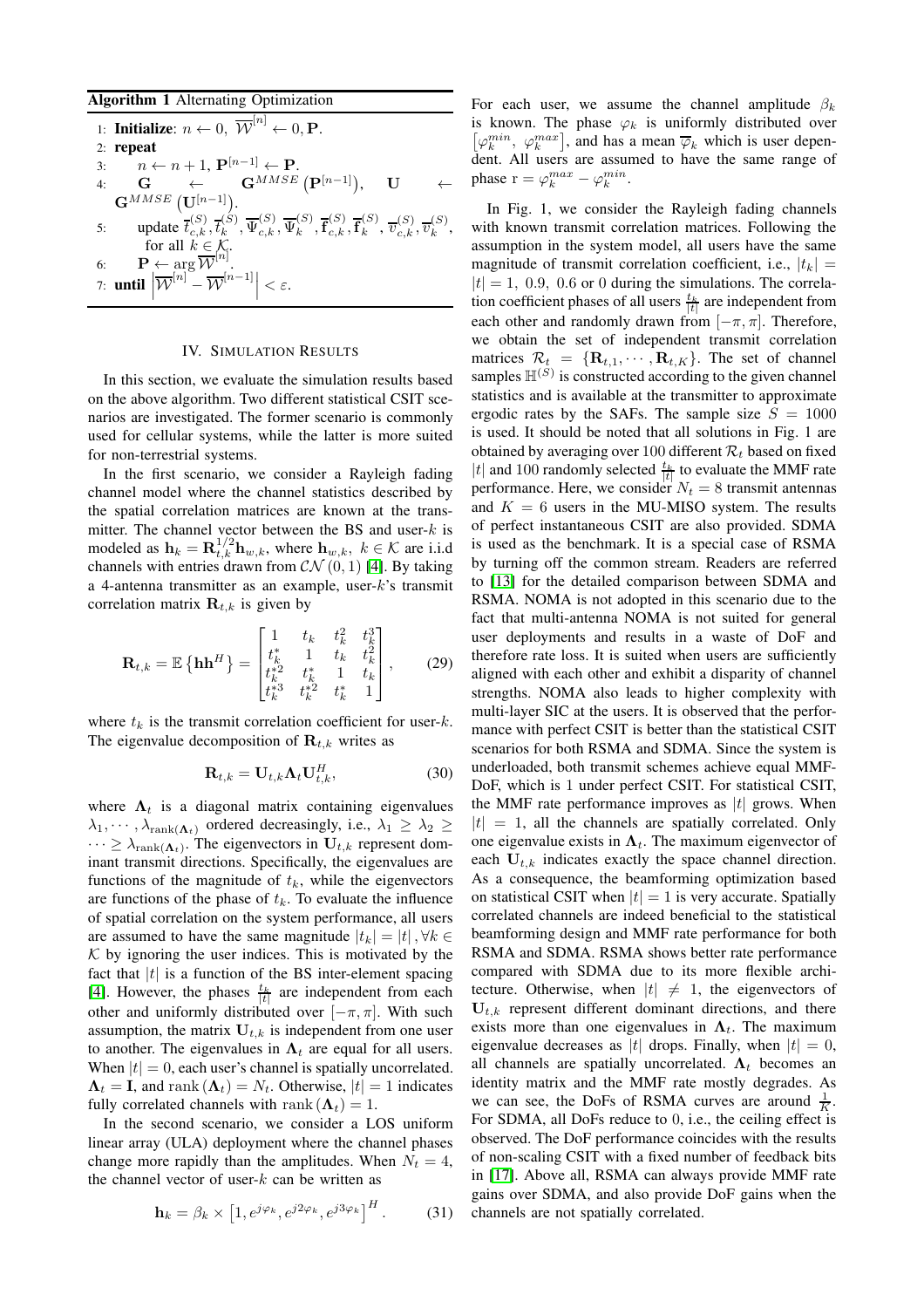**Algorithm 1** Alternating Optimization

1: **Initialize**: $n \leftarrow 0,\ \overline{\mathcal{W}}^{[n]} \leftarrow 0, \mathbf{P}$.
2: **repeat**
3: $\quad n \leftarrow n+1,\ \mathbf{P}^{[n-1]} \leftarrow \mathbf{P}$.
4: $\quad \mathbf{G} \leftarrow \mathbf{G}^{MMSE}\left(\mathbf{P}^{[n-1]}\right), \quad \mathbf{U} \leftarrow \mathbf{G}^{MMSE}\left(\mathbf{U}^{[n-1]}\right)$.
5: $\quad$ update $\overline{t}_{c,k}^{(S)}, \overline{t}_{k}^{(S)}, \overline{\Psi}_{c,k}^{(S)}, \overline{\Psi}_{k}^{(S)}, \overline{\mathbf{f}}_{c,k}^{(S)}, \overline{\mathbf{f}}_{k}^{(S)}, \overline{v}_{c,k}^{(S)}, \overline{v}_{k}^{(S)}$, for all $k \in \mathcal{K}$.
6: $\quad \mathbf{P} \leftarrow \arg \overline{\mathcal{W}}^{[n]}$.
7: **until** $\left|\overline{\mathcal{W}}^{[n]} - \overline{\mathcal{W}}^{[n-1]}\right| < \varepsilon$.

## IV. Simulation Results

In this section, we evaluate the simulation results based on the above algorithm. Two different statistical CSIT scenarios are investigated. The former scenario is commonly used for cellular systems, while the latter is more suited for non-terrestrial systems.

In the first scenario, we consider a Rayleigh fading channel model where the channel statistics described by the spatial correlation matrices are known at the transmitter. The channel vector between the BS and user-$k$ is modeled as $\mathbf{h}_k = \mathbf{R}_{t,k}^{1/2}\mathbf{h}_{w,k}$, where $\mathbf{h}_{w,k},\ k \in \mathcal{K}$ are i.i.d channels with entries drawn from $\mathcal{CN}(0,1)$ [4]. By taking a 4-antenna transmitter as an example, user-$k$'s transmit correlation matrix $\mathbf{R}_{t,k}$ is given by

$$\mathbf{R}_{t,k} = \mathbb{E}\left\{\mathbf{h}\mathbf{h}^H\right\} = \begin{bmatrix} 1 & t_k & t_k^2 & t_k^3 \\ t_k^* & 1 & t_k & t_k^2 \\ t_k^{*2} & t_k^* & 1 & t_k \\ t_k^{*3} & t_k^{*2} & t_k^* & 1 \end{bmatrix}, \tag{29}$$

where $t_k$ is the transmit correlation coefficient for user-$k$. The eigenvalue decomposition of $\mathbf{R}_{t,k}$ writes as

$$\mathbf{R}_{t,k} = \mathbf{U}_{t,k}\mathbf{\Lambda}_t\mathbf{U}_{t,k}^H, \tag{30}$$

where $\mathbf{\Lambda}_t$ is a diagonal matrix containing eigenvalues $\lambda_1, \cdots, \lambda_{\mathrm{rank}(\mathbf{\Lambda}_t)}$ ordered decreasingly, i.e., $\lambda_1 \geq \lambda_2 \geq \cdots \geq \lambda_{\mathrm{rank}(\mathbf{\Lambda}_t)}$. The eigenvectors in $\mathbf{U}_{t,k}$ represent dominant transmit directions. Specifically, the eigenvalues are functions of the magnitude of $t_k$, while the eigenvectors are functions of the phase of $t_k$. To evaluate the influence of spatial correlation on the system performance, all users are assumed to have the same magnitude $|t_k| = |t|, \forall k \in \mathcal{K}$ by ignoring the user indices. This is motivated by the fact that $|t|$ is a function of the BS inter-element spacing [4]. However, the phases $\frac{t_k}{|t|}$ are independent from each other and uniformly distributed over $[-\pi, \pi]$. With such assumption, the matrix $\mathbf{U}_{t,k}$ is independent from one user to another. The eigenvalues in $\mathbf{\Lambda}_t$ are equal for all users. When $|t| = 0$, each user's channel is spatially uncorrelated. $\mathbf{\Lambda}_t = \mathbf{I}$, and $\mathrm{rank}(\mathbf{\Lambda}_t) = N_t$. Otherwise, $|t| = 1$ indicates fully correlated channels with $\mathrm{rank}(\mathbf{\Lambda}_t) = 1$.

In the second scenario, we consider a LOS uniform linear array (ULA) deployment where the channel phases change more rapidly than the amplitudes. When $N_t = 4$, the channel vector of user-$k$ can be written as

$$\mathbf{h}_k = \beta_k \times \left[1, e^{j\varphi_k}, e^{j2\varphi_k}, e^{j3\varphi_k}\right]^H. \tag{31}$$

For each user, we assume the channel amplitude $\beta_k$ is known. The phase $\varphi_k$ is uniformly distributed over $\left[\varphi_k^{min}, \varphi_k^{max}\right]$, and has a mean $\overline{\varphi}_k$ which is user dependent. All users are assumed to have the same range of phase $\mathrm{r} = \varphi_k^{max} - \varphi_k^{min}$.

In Fig. 1, we consider the Rayleigh fading channels with known transmit correlation matrices. Following the assumption in the system model, all users have the same magnitude of transmit correlation coefficient, i.e., $|t_k| = |t| = 1,\ 0.9,\ 0.6$ or $0$ during the simulations. The correlation coefficient phases of all users $\frac{t_k}{|t|}$ are independent from each other and randomly drawn from $[-\pi, \pi]$. Therefore, we obtain the set of independent transmit correlation matrices $\mathcal{R}_t = \{\mathbf{R}_{t,1}, \cdots, \mathbf{R}_{t,K}\}$. The set of channel samples $\mathbb{H}^{(S)}$ is constructed according to the given channel statistics and is available at the transmitter to approximate ergodic rates by the SAFs. The sample size $S = 1000$ is used. It should be noted that all solutions in Fig. 1 are obtained by averaging over 100 different $\mathcal{R}_t$ based on fixed $|t|$ and 100 randomly selected $\frac{t_k}{|t|}$ to evaluate the MMF rate performance. Here, we consider $N_t = 8$ transmit antennas and $K = 6$ users in the MU-MISO system. The results of perfect instantaneous CSIT are also provided. SDMA is used as the benchmark. It is a special case of RSMA by turning off the common stream. Readers are referred to [13] for the detailed comparison between SDMA and RSMA. NOMA is not adopted in this scenario due to the fact that multi-antenna NOMA is not suited for general user deployments and results in a waste of DoF and therefore rate loss. It is suited when users are sufficiently aligned with each other and exhibit a disparity of channel strengths. NOMA also leads to higher complexity with multi-layer SIC at the users. It is observed that the performance with perfect CSIT is better than the statistical CSIT scenarios for both RSMA and SDMA. Since the system is underloaded, both transmit schemes achieve equal MMF-DoF, which is 1 under perfect CSIT. For statistical CSIT, the MMF rate performance improves as $|t|$ grows. When $|t| = 1$, all the channels are spatially correlated. Only one eigenvalue exists in $\mathbf{\Lambda}_t$. The maximum eigenvector of each $\mathbf{U}_{t,k}$ indicates exactly the space channel direction. As a consequence, the beamforming optimization based on statistical CSIT when $|t| = 1$ is very accurate. Spatially correlated channels are indeed beneficial to the statistical beamforming design and MMF rate performance for both RSMA and SDMA. RSMA shows better rate performance compared with SDMA due to its more flexible architecture. Otherwise, when $|t| \neq 1$, the eigenvectors of $\mathbf{U}_{t,k}$ represent different dominant directions, and there exists more than one eigenvalues in $\mathbf{\Lambda}_t$. The maximum eigenvalue decreases as $|t|$ drops. Finally, when $|t| = 0$, all channels are spatially uncorrelated. $\mathbf{\Lambda}_t$ becomes an identity matrix and the MMF rate mostly degrades. As we can see, the DoFs of RSMA curves are around $\frac{1}{K}$. For SDMA, all DoFs reduce to 0, i.e., the ceiling effect is observed. The DoF performance coincides with the results of non-scaling CSIT with a fixed number of feedback bits in [17]. Above all, RSMA can always provide MMF rate gains over SDMA, and also provide DoF gains when the channels are not spatially correlated.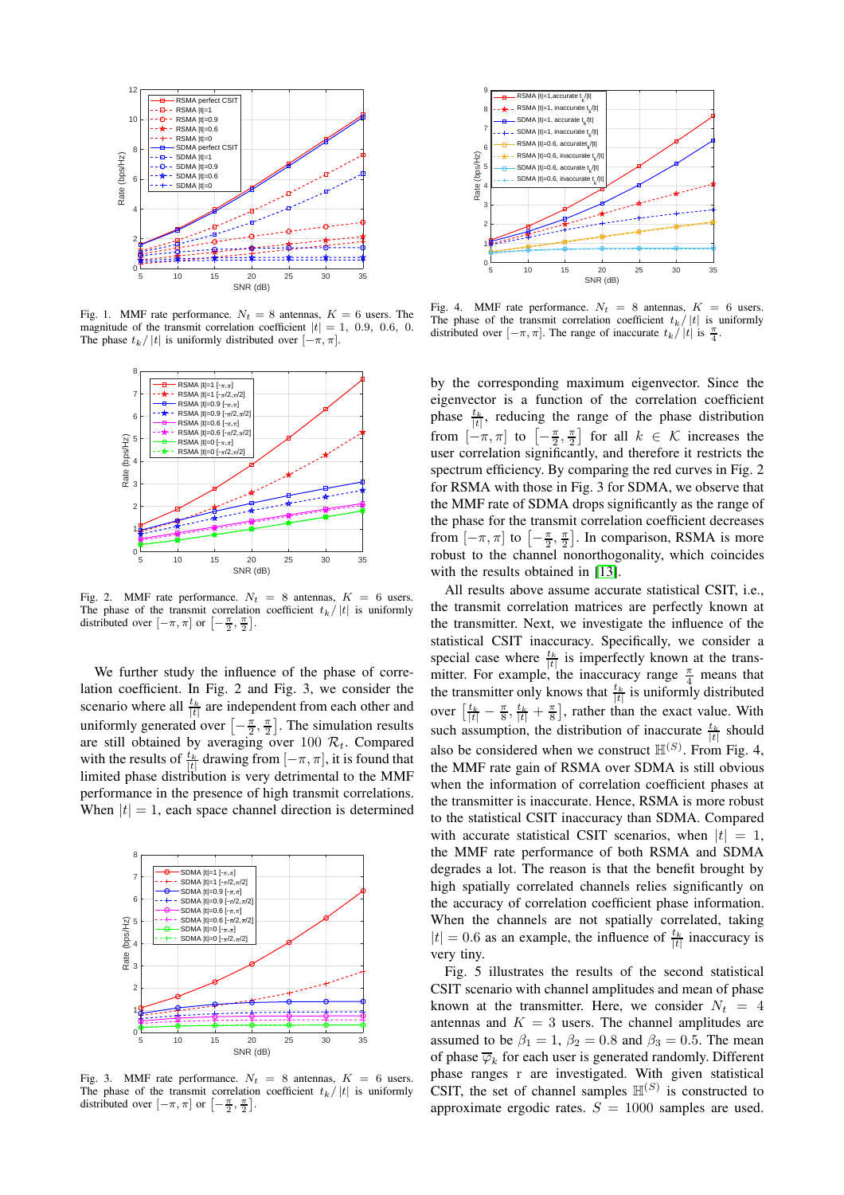12
10
8
6
4
2
0
Rate (bps/Hz)
5 10 15 20 25 30 35
SNR (dB)
RSMA perfect CSIT
RSMA |t|=1
RSMA |t|=0.9
RSMA |t|=0.6
RSMA |t|=0
SDMA perfect CSIT
SDMA |t|=1
SDMA |t|=0.9
SDMA |t|=0.6
SDMA |t|=0

Fig. 1. MMF rate performance. $N_t = 8$ antennas, $K = 6$ users. The magnitude of the transmit correlation coefficient $|t| = 1,\ 0.9,\ 0.6,\ 0$. The phase $t_k/|t|$ is uniformly distributed over $[-\pi, \pi]$.

8
7
6
5
4
3
2
1
0
Rate (bps/Hz)
5 10 15 20 25 30 35
SNR (dB)
RSMA |t|=1 [-π,π]
RSMA |t|=1 [-π/2,π/2]
RSMA |t|=0.9 [-π,π]
RSMA |t|=0.9 [-π/2,π/2]
RSMA |t|=0.6 [-π,π]
RSMA |t|=0.6 [-π/2,π/2]
RSMA |t|=0 [-π,π]
RSMA |t|=0 [-π/2,π/2]

Fig. 2. MMF rate performance. $N_t = 8$ antennas, $K = 6$ users. The phase of the transmit correlation coefficient $t_k/|t|$ is uniformly distributed over $[-\pi, \pi]$ or $\left[-\frac{\pi}{2}, \frac{\pi}{2}\right]$.

We further study the influence of the phase of correlation coefficient. In Fig. 2 and Fig. 3, we consider the scenario where all $\frac{t_k}{|t|}$ are independent from each other and uniformly generated over $\left[-\frac{\pi}{2}, \frac{\pi}{2}\right]$. The simulation results are still obtained by averaging over 100 $\mathcal{R}_t$. Compared with the results of $\frac{t_k}{|t|}$ drawing from $[-\pi, \pi]$, it is found that limited phase distribution is very detrimental to the MMF performance in the presence of high transmit correlations. When $|t| = 1$, each space channel direction is determined

8
7
6
5
4
3
2
1
0
Rate (bps/Hz)
5 10 15 20 25 30 35
SNR (dB)
SDMA |t|=1 [-π,π]
SDMA |t|=1 [-π/2,π/2]
SDMA |t|=0.9 [-π,π]
SDMA |t|=0.9 [-π/2,π/2]
SDMA |t|=0.6 [-π,π]
SDMA |t|=0.6 [-π/2,π/2]
SDMA |t|=0 [-π,π]
SDMA |t|=0 [-π/2,π/2]

Fig. 3. MMF rate performance. $N_t = 8$ antennas, $K = 6$ users. The phase of the transmit correlation coefficient $t_k/|t|$ is uniformly distributed over $[-\pi, \pi]$ or $\left[-\frac{\pi}{2}, \frac{\pi}{2}\right]$.

9
8
7
6
5
4
3
2
1
0
Rate (bps/Hz)
5 10 15 20 25 30 35
SNR (dB)
RSMA |t|=1, accurate t$_k$/|t|
RSMA |t|=1, inaccurate t$_k$/|t|
SDMA |t|=1, accurate t$_k$/|t|
SDMA |t|=1, inaccurate t$_k$/|t|
RSMA |t|=0.6, accurate t$_k$/|t|
RSMA |t|=0.6, inaccurate t$_k$/|t|
SDMA |t|=0.6, accurate t$_k$/|t|
SDMA |t|=0.6, inaccurate t$_k$/|t|

Fig. 4. MMF rate performance. $N_t = 8$ antennas, $K = 6$ users. The phase of the transmit correlation coefficient $t_k/|t|$ is uniformly distributed over $[-\pi, \pi]$. The range of inaccurate $t_k/|t|$ is $\frac{\pi}{4}$.

by the corresponding maximum eigenvector. Since the eigenvector is a function of the correlation coefficient phase $\frac{t_k}{|t|}$, reducing the range of the phase distribution from $[-\pi, \pi]$ to $\left[-\frac{\pi}{2}, \frac{\pi}{2}\right]$ for all $k \in \mathcal{K}$ increases the user correlation significantly, and therefore it restricts the spectrum efficiency. By comparing the red curves in Fig. 2 for RSMA with those in Fig. 3 for SDMA, we observe that the MMF rate of SDMA drops significantly as the range of the phase for the transmit correlation coefficient decreases from $[-\pi, \pi]$ to $\left[-\frac{\pi}{2}, \frac{\pi}{2}\right]$. In comparison, RSMA is more robust to the channel nonorthogonality, which coincides with the results obtained in [13].

All results above assume accurate statistical CSIT, i.e., the transmit correlation matrices are perfectly known at the transmitter. Next, we investigate the influence of the statistical CSIT inaccuracy. Specifically, we consider a special case where $\frac{t_k}{|t|}$ is imperfectly known at the transmitter. For example, the inaccuracy range $\frac{\pi}{4}$ means that the transmitter only knows that $\frac{t_k}{|t|}$ is uniformly distributed over $\left[\frac{t_k}{|t|} - \frac{\pi}{8}, \frac{t_k}{|t|} + \frac{\pi}{8}\right]$, rather than the exact value. With such assumption, the distribution of inaccurate $\frac{t_k}{|t|}$ should also be considered when we construct $\mathbb{H}^{(S)}$. From Fig. 4, the MMF rate gain of RSMA over SDMA is still obvious when the information of correlation coefficient phases at the transmitter is inaccurate. Hence, RSMA is more robust to the statistical CSIT inaccuracy than SDMA. Compared with accurate statistical CSIT scenarios, when $|t| = 1$, the MMF rate performance of both RSMA and SDMA degrades a lot. The reason is that the benefit brought by high spatially correlated channels relies significantly on the accuracy of correlation coefficient phase information. When the channels are not spatially correlated, taking $|t| = 0.6$ as an example, the influence of $\frac{t_k}{|t|}$ inaccuracy is very tiny.

Fig. 5 illustrates the results of the second statistical CSIT scenario with channel amplitudes and mean of phase known at the transmitter. Here, we consider $N_t = 4$ antennas and $K = 3$ users. The channel amplitudes are assumed to be $\beta_1 = 1$, $\beta_2 = 0.8$ and $\beta_3 = 0.5$. The mean of phase $\overline{\varphi}_k$ for each user is generated randomly. Different phase ranges r are investigated. With given statistical CSIT, the set of channel samples $\mathbb{H}^{(S)}$ is constructed to approximate ergodic rates. $S = 1000$ samples are used.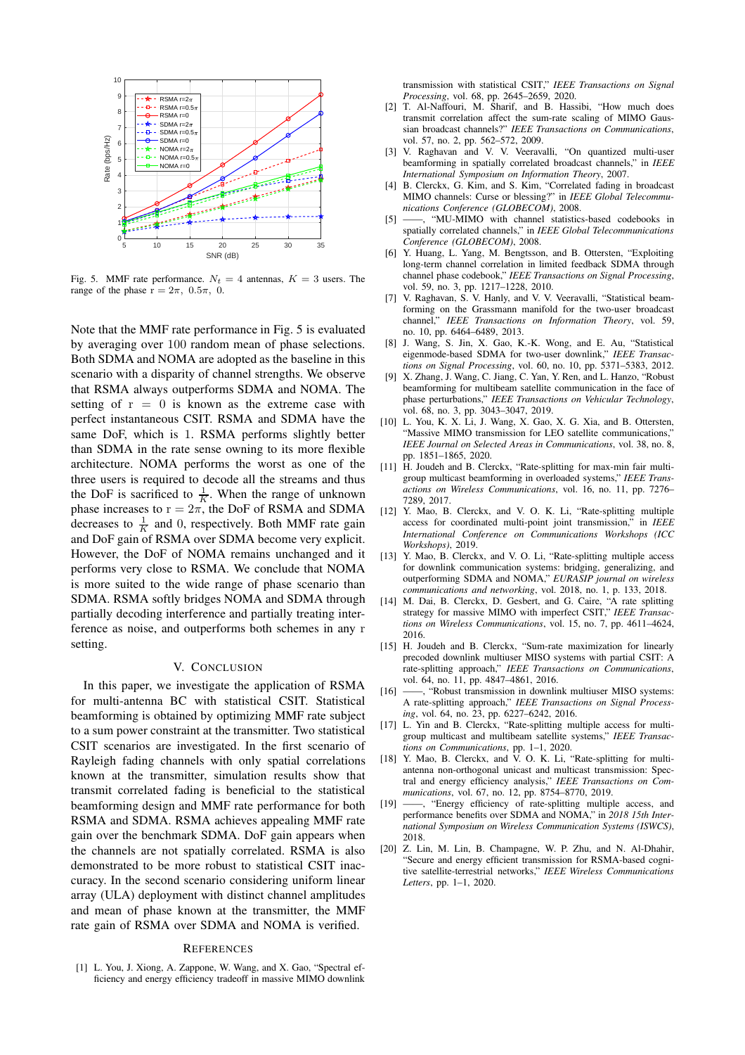10
9
8
7
6
5
4
3
2
1
0
Rate (bps/Hz)
5 10 15 20 25 30 35
SNR (dB)
RSMA r=2π
RSMA r=0.5π
RSMA r=0
SDMA r=2π
SDMA r=0.5π
SDMA r=0
NOMA r=2π
NOMA r=0.5π
NOMA r=0

Fig. 5. MMF rate performance. $N_t = 4$ antennas, $K = 3$ users. The range of the phase $\mathrm{r} = 2\pi,\ 0.5\pi,\ 0$.

Note that the MMF rate performance in Fig. 5 is evaluated by averaging over 100 random mean of phase selections. Both SDMA and NOMA are adopted as the baseline in this scenario with a disparity of channel strengths. We observe that RSMA always outperforms SDMA and NOMA. The setting of $\mathrm{r} = 0$ is known as the extreme case with perfect instantaneous CSIT. RSMA and SDMA have the same DoF, which is 1. RSMA performs slightly better than SDMA in the rate sense owning to its more flexible architecture. NOMA performs the worst as one of the three users is required to decode all the streams and thus the DoF is sacrificed to $\frac{1}{K}$. When the range of unknown phase increases to $\mathrm{r} = 2\pi$, the DoF of RSMA and SDMA decreases to $\frac{1}{K}$ and 0, respectively. Both MMF rate gain and DoF gain of RSMA over SDMA become very explicit. However, the DoF of NOMA remains unchanged and it performs very close to RSMA. We conclude that NOMA is more suited to the wide range of phase scenario than SDMA. RSMA softly bridges NOMA and SDMA through partially decoding interference and partially treating interference as noise, and outperforms both schemes in any r setting.

## V. Conclusion

In this paper, we investigate the application of RSMA for multi-antenna BC with statistical CSIT. Statistical beamforming is obtained by optimizing MMF rate subject to a sum power constraint at the transmitter. Two statistical CSIT scenarios are investigated. In the first scenario of Rayleigh fading channels with only spatial correlations known at the transmitter, simulation results show that transmit correlated fading is beneficial to the statistical beamforming design and MMF rate performance for both RSMA and SDMA. RSMA achieves appealing MMF rate gain over the benchmark SDMA. DoF gain appears when the channels are not spatially correlated. RSMA is also demonstrated to be more robust to statistical CSIT inaccuracy. In the second scenario considering uniform linear array (ULA) deployment with distinct channel amplitudes and mean of phase known at the transmitter, the MMF rate gain of RSMA over SDMA and NOMA is verified.

## References

[1] L. You, J. Xiong, A. Zappone, W. Wang, and X. Gao, "Spectral efficiency and energy efficiency tradeoff in massive MIMO downlink transmission with statistical CSIT," *IEEE Transactions on Signal Processing*, vol. 68, pp. 2645–2659, 2020.

[2] T. Al-Naffouri, M. Sharif, and B. Hassibi, "How much does transmit correlation affect the sum-rate scaling of MIMO Gaussian broadcast channels?" *IEEE Transactions on Communications*, vol. 57, no. 2, pp. 562–572, 2009.

[3] V. Raghavan and V. V. Veeravalli, "On quantized multi-user beamforming in spatially correlated broadcast channels," in *IEEE International Symposium on Information Theory*, 2007.

[4] B. Clerckx, G. Kim, and S. Kim, "Correlated fading in broadcast MIMO channels: Curse or blessing?" in *IEEE Global Telecommunications Conference (GLOBECOM)*, 2008.

[5] ——, "MU-MIMO with channel statistics-based codebooks in spatially correlated channels," in *IEEE Global Telecommunications Conference (GLOBECOM)*, 2008.

[6] Y. Huang, L. Yang, M. Bengtsson, and B. Ottersten, "Exploiting long-term channel correlation in limited feedback SDMA through channel phase codebook," *IEEE Transactions on Signal Processing*, vol. 59, no. 3, pp. 1217–1228, 2010.

[7] V. Raghavan, S. V. Hanly, and V. V. Veeravalli, "Statistical beamforming on the Grassmann manifold for the two-user broadcast channel," *IEEE Transactions on Information Theory*, vol. 59, no. 10, pp. 6464–6489, 2013.

[8] J. Wang, S. Jin, X. Gao, K.-K. Wong, and E. Au, "Statistical eigenmode-based SDMA for two-user downlink," *IEEE Transactions on Signal Processing*, vol. 60, no. 10, pp. 5371–5383, 2012.

[9] X. Zhang, J. Wang, C. Jiang, C. Yan, Y. Ren, and L. Hanzo, "Robust beamforming for multibeam satellite communication in the face of phase perturbations," *IEEE Transactions on Vehicular Technology*, vol. 68, no. 3, pp. 3043–3047, 2019.

[10] L. You, K. X. Li, J. Wang, X. Gao, X. G. Xia, and B. Ottersten, "Massive MIMO transmission for LEO satellite communications," *IEEE Journal on Selected Areas in Communications*, vol. 38, no. 8, pp. 1851–1865, 2020.

[11] H. Joudeh and B. Clerckx, "Rate-splitting for max-min fair multigroup multicast beamforming in overloaded systems," *IEEE Transactions on Wireless Communications*, vol. 16, no. 11, pp. 7276–7289, 2017.

[12] Y. Mao, B. Clerckx, and V. O. K. Li, "Rate-splitting multiple access for coordinated multi-point joint transmission," in *IEEE International Conference on Communications Workshops (ICC Workshops)*, 2019.

[13] Y. Mao, B. Clerckx, and V. O. Li, "Rate-splitting multiple access for downlink communication systems: bridging, generalizing, and outperforming SDMA and NOMA," *EURASIP journal on wireless communications and networking*, vol. 2018, no. 1, p. 133, 2018.

[14] M. Dai, B. Clerckx, D. Gesbert, and G. Caire, "A rate splitting strategy for massive MIMO with imperfect CSIT," *IEEE Transactions on Wireless Communications*, vol. 15, no. 7, pp. 4611–4624, 2016.

[15] H. Joudeh and B. Clerckx, "Sum-rate maximization for linearly precoded downlink multiuser MISO systems with partial CSIT: A rate-splitting approach," *IEEE Transactions on Communications*, vol. 64, no. 11, pp. 4847–4861, 2016.

[16] ——, "Robust transmission in downlink multiuser MISO systems: A rate-splitting approach," *IEEE Transactions on Signal Processing*, vol. 64, no. 23, pp. 6227–6242, 2016.

[17] L. Yin and B. Clerckx, "Rate-splitting multiple access for multigroup multicast and multibeam satellite systems," *IEEE Transactions on Communications*, pp. 1–1, 2020.

[18] Y. Mao, B. Clerckx, and V. O. K. Li, "Rate-splitting for multi-antenna non-orthogonal unicast and multicast transmission: Spectral and energy efficiency analysis," *IEEE Transactions on Communications*, vol. 67, no. 12, pp. 8754–8770, 2019.

[19] ——, "Energy efficiency of rate-splitting multiple access, and performance benefits over SDMA and NOMA," in *2018 15th International Symposium on Wireless Communication Systems (ISWCS)*, 2018.

[20] Z. Lin, M. Lin, B. Champagne, W. P. Zhu, and N. Al-Dhahir, "Secure and energy efficient transmission for RSMA-based cognitive satellite-terrestrial networks," *IEEE Wireless Communications Letters*, pp. 1–1, 2020.